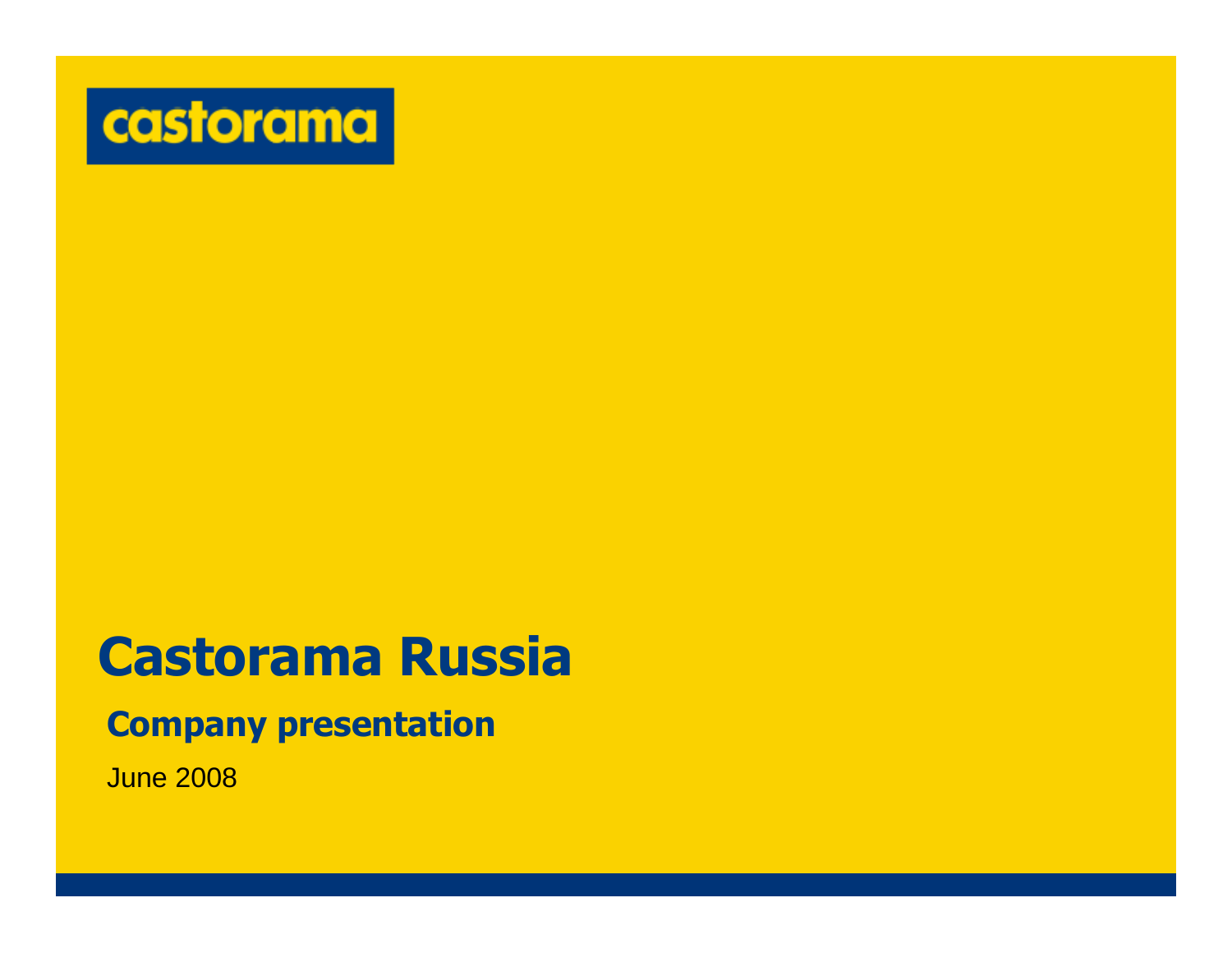castorama

# Castorama Russia

## Company presentation

June 2008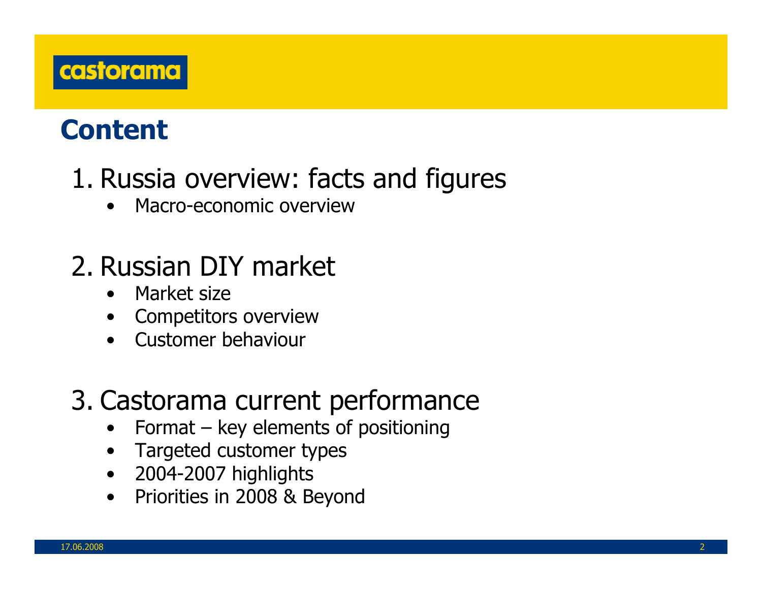# Content

1. Russia overview: facts and figures
    - Macro-economic overview

2. Russian DIY market
    - Market size
    - Competitors overview
    - Customer behaviour

3. Castorama current performance
    - Format – key elements of positioning
    - Targeted customer types
    - 2004-2007 highlights
    - Priorities in 2008 & Beyond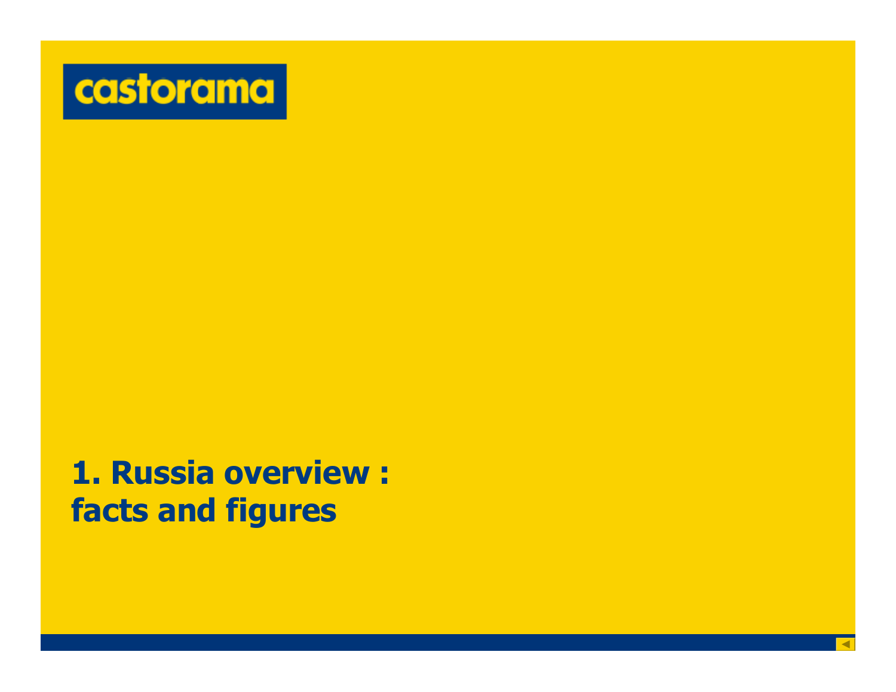castorama

# 1. Russia overview : facts and figures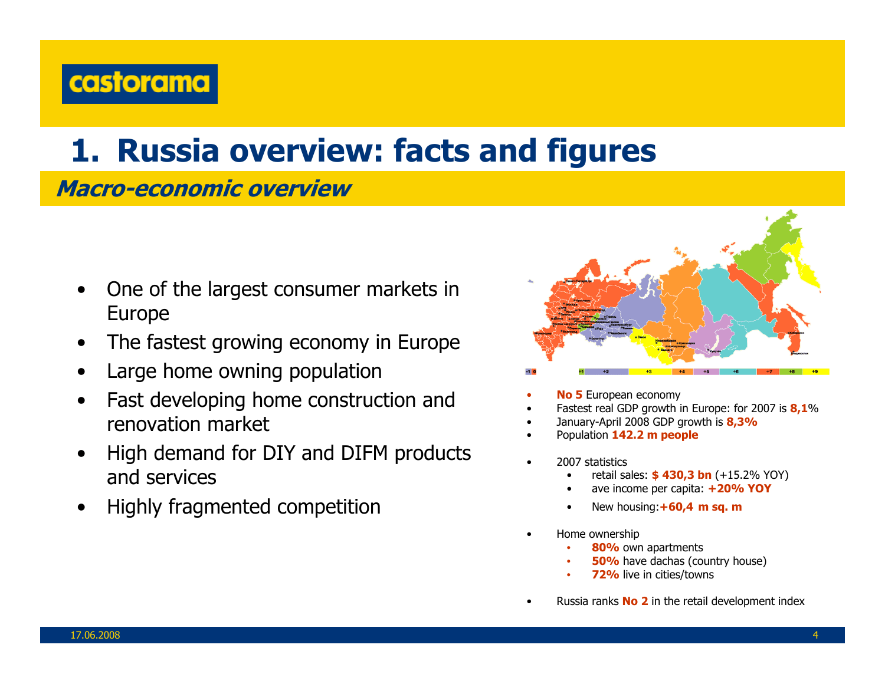castorama

# 1. Russia overview: facts and figures

## *Macro-economic overview*

- One of the largest consumer markets in Europe
- The fastest growing economy in Europe
- Large home owning population
- Fast developing home construction and renovation market
- High demand for DIY and DIFM products and services
- Highly fragmented competition

- **No 5** European economy
- Fastest real GDP growth in Europe: for 2007 is **8,1**%
- January-April 2008 GDP growth is **8,3%**
- Population **142.2 m people**

- 2007 statistics
  - retail sales: **$ 430,3 bn** (+15.2% YOY)
  - ave income per capita: **+20% YOY**
  - New housing:**+60,4 m sq. m**

- Home ownership
  - **80%** own apartments
  - **50%** have dachas (country house)
  - **72%** live in cities/towns

- Russia ranks **No 2** in the retail development index

17.06.2008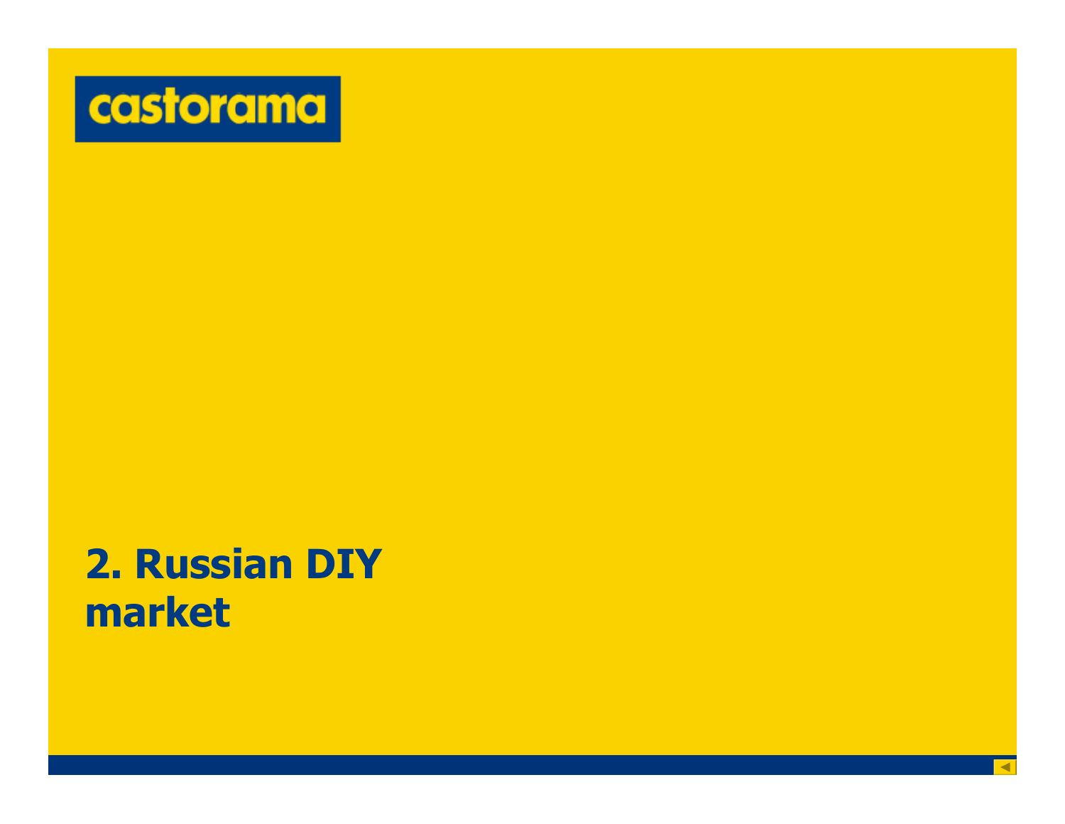castorama

# 2. Russian DIY market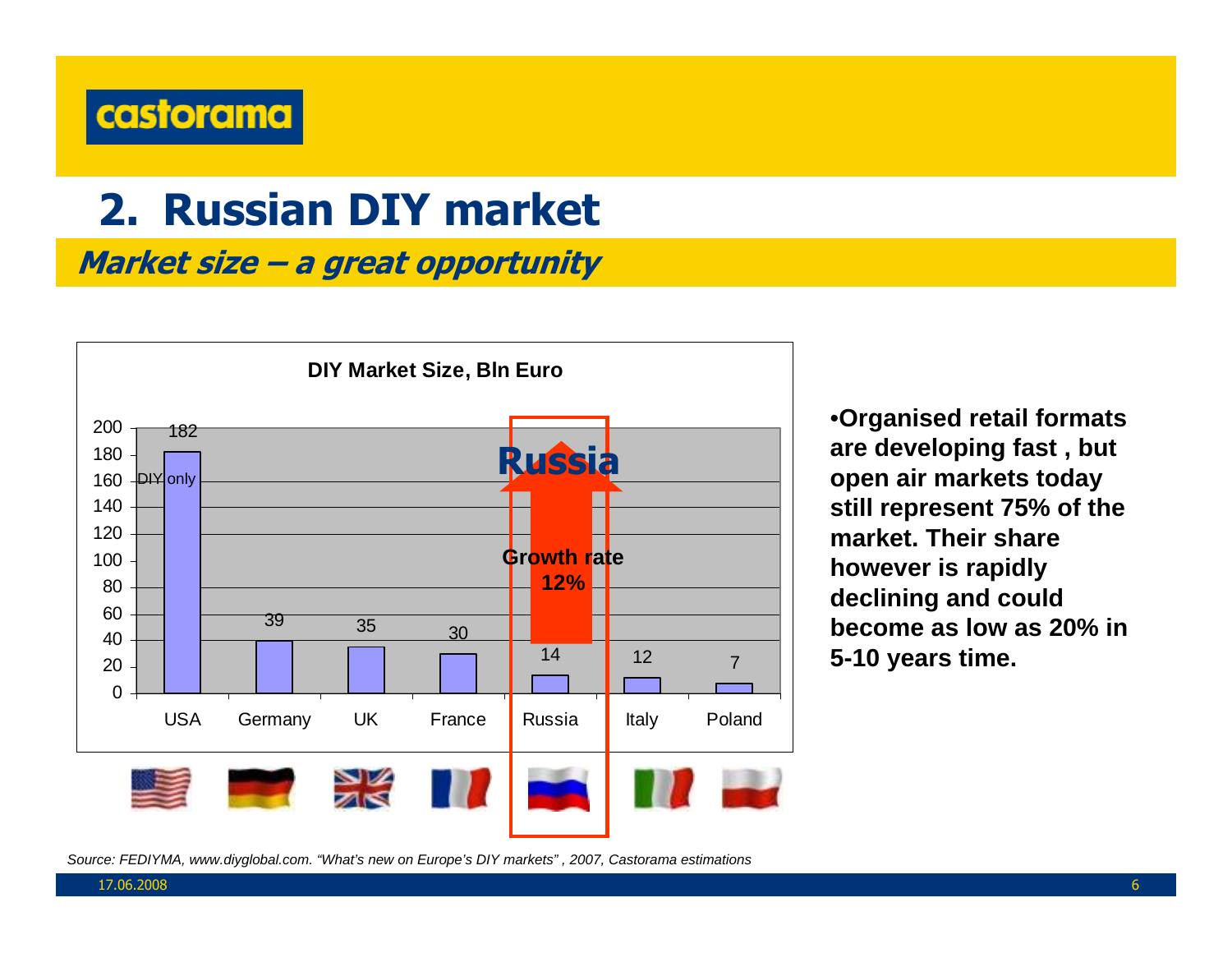# 2. Russian DIY market

## *Market size – a great opportunity*

**DIY Market Size, Bln Euro**

| Country | DIY Market Size, Bln Euro |
|---|---|
| USA (DIY only) | 182 |
| Germany | 39 |
| UK | 35 |
| France | 30 |
| Russia | 14 |
| Italy | 12 |
| Poland | 7 |

**Russia** — Growth rate 12%

- **Organised retail formats are developing fast , but open air markets today still represent 75% of the market. Their share however is rapidly declining and could become as low as 20% in 5-10 years time.**

*Source: FEDIYMA, www.diyglobal.com. "What's new on Europe's DIY markets" , 2007, Castorama estimations*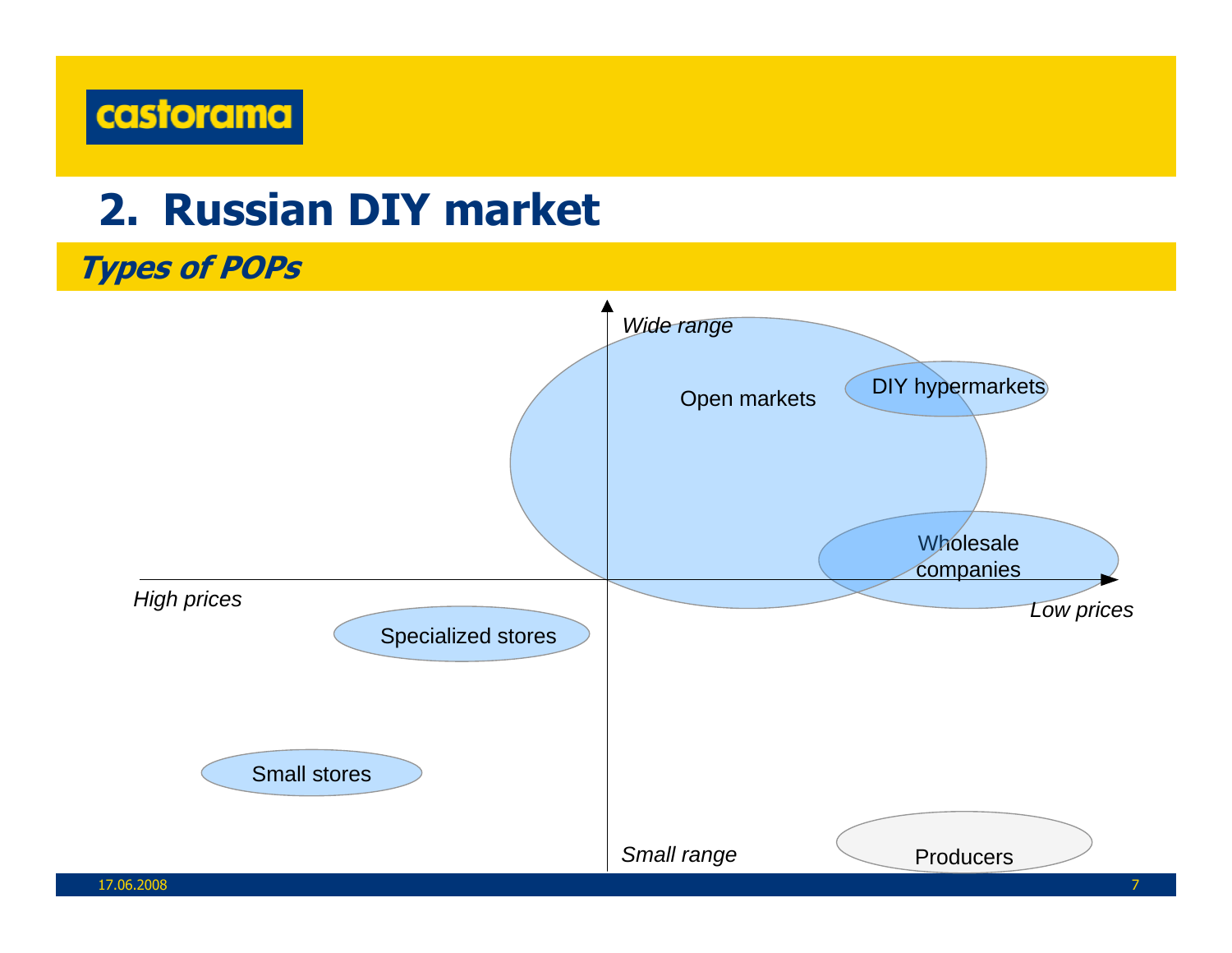# 2. Russian DIY market

## *Types of POPs*

*Wide range*

Open markets

DIY hypermarkets

Wholesale companies

*High prices*

*Low prices*

Specialized stores

Small stores

*Small range*

Producers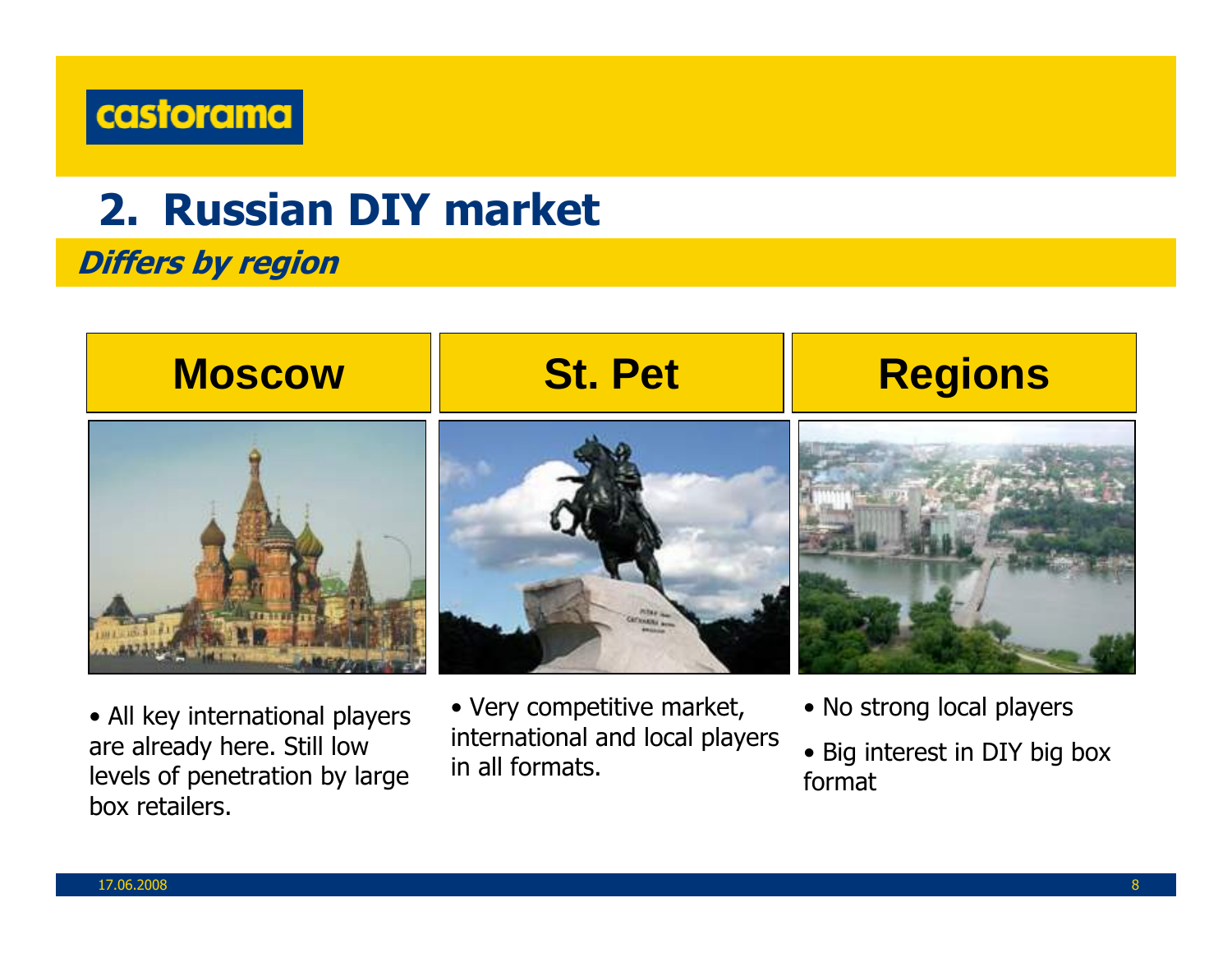# 2. Russian DIY market

## *Differs by region*

| Moscow | St. Pet | Regions |
| --- | --- | --- |
| • All key international players are already here. Still low levels of penetration by large box retailers. | • Very competitive market, international and local players in all formats. | • No strong local players<br>• Big interest in DIY big box format |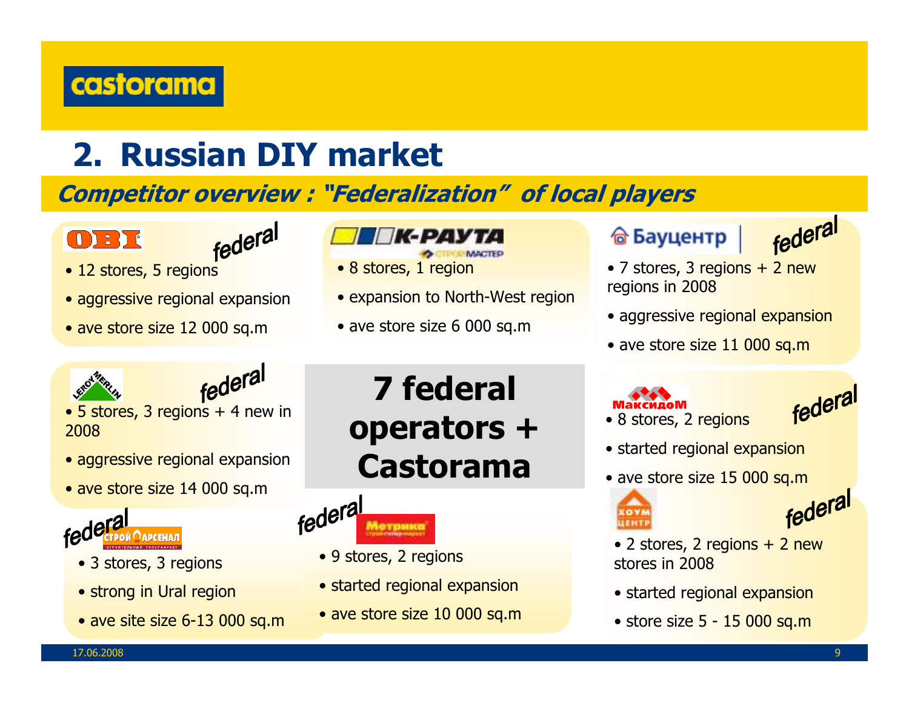castorama

# 2. Russian DIY market

## *Competitor overview : "Federalization" of local players*

### OBI — *federal*

- 12 stores, 5 regions
- aggressive regional expansion
- ave store size 12 000 sq.m

### К-РАУТА (СтройМастер)

- 8 stores, 1 region
- expansion to North-West region
- ave store size 6 000 sq.m

### Бауцентр — *federal*

- 7 stores, 3 regions + 2 new regions in 2008
- aggressive regional expansion
- ave store size 11 000 sq.m

### Leroy Merlin — *federal*

- 5 stores, 3 regions + 4 new in 2008
- aggressive regional expansion
- ave store size 14 000 sq.m

**7 federal operators + Castorama**

### МаксидоМ — *federal*

- 8 stores, 2 regions
- started regional expansion
- ave store size 15 000 sq.m

### Строй Арсенал — *federal*

- 3 stores, 3 regions
- strong in Ural region
- ave site size 6-13 000 sq.m

### Метрика — *federal*

- 9 stores, 2 regions
- started regional expansion
- ave store size 10 000 sq.m

### Хоум Центр — *federal*

- 2 stores, 2 regions + 2 new stores in 2008
- started regional expansion
- store size 5 - 15 000 sq.m

17.06.2008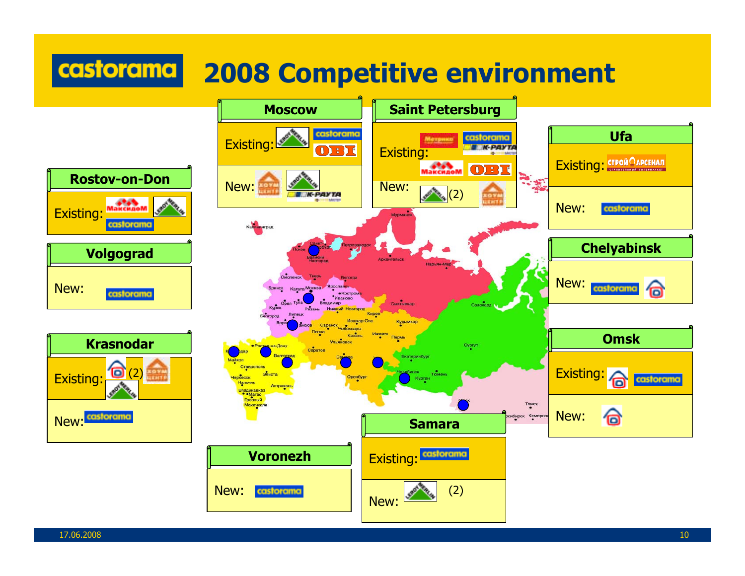# 2008 Competitive environment

## Moscow
- Existing: Leroy Merlin, castorama, OBI
- New: Хоум Центр, Leroy Merlin, K-Раута

## Saint Petersburg
- Existing: Метрика, castorama, K-Раута, Максидом, OBI
- New: Leroy Merlin (2), Хоум Центр

## Ufa
- Existing: Строй Арсенал
- New: castorama

## Rostov-on-Don
- Existing: Максидом, Leroy Merlin, castorama

## Volgograd
- New: castorama

## Chelyabinsk
- New: castorama, [house logo]

## Krasnodar
- Existing: [house logo] (2), Хоум Центр, Leroy Merlin
- New: castorama

## Omsk
- Existing: [house logo], castorama
- New: [house logo]

## Samara
- Existing: castorama
- New: Leroy Merlin (2)

## Voronezh
- New: castorama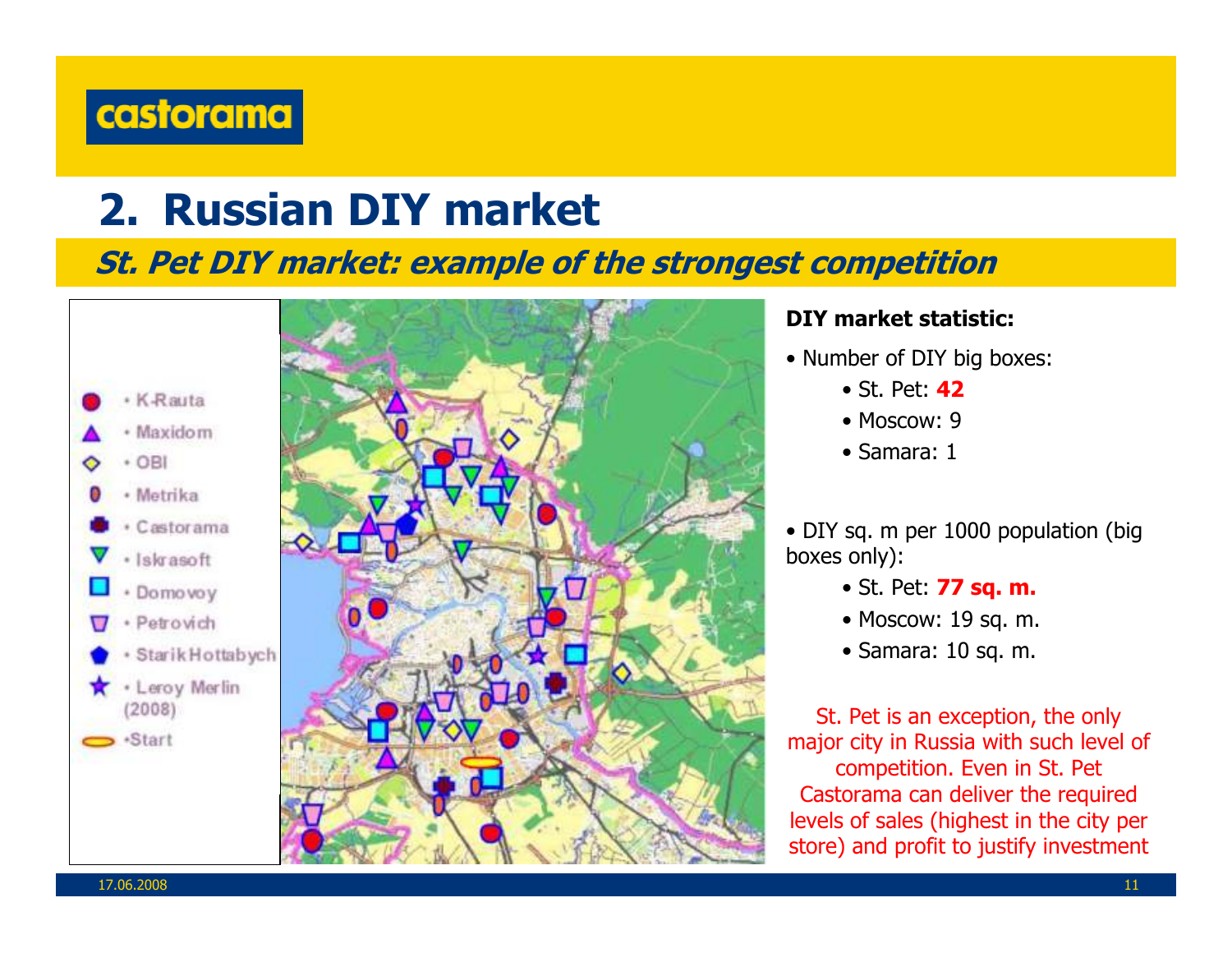# 2. Russian DIY market

## *St. Pet DIY market: example of the strongest competition*

- K-Rauta
- Maxidom
- OBI
- Metrika
- Castorama
- Iskrasoft
- Domovoy
- Petrovich
- StarikHottabych
- Leroy Merlin (2008)
- Start

**DIY market statistic:**

- Number of DIY big boxes:
  - St. Pet: **42**
  - Moscow: 9
  - Samara: 1

- DIY sq. m per 1000 population (big boxes only):
  - St. Pet: **77 sq. m.**
  - Moscow: 19 sq. m.
  - Samara: 10 sq. m.

St. Pet is an exception, the only major city in Russia with such level of competition. Even in St. Pet Castorama can deliver the required levels of sales (highest in the city per store) and profit to justify investment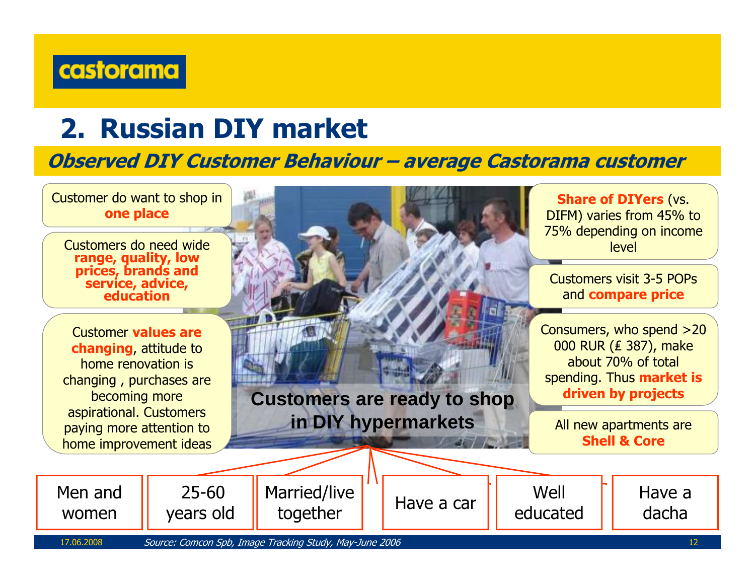## 2. Russian DIY market

### *Observed DIY Customer Behaviour – average Castorama customer*

Customer do want to shop in **one place**

Customers do need wide **range, quality, low prices, brands and service, advice, education**

Customer **values are changing**, attitude to home renovation is changing , purchases are becoming more aspirational. Customers paying more attention to home improvement ideas

**Customers are ready to shop in DIY hypermarkets**

**Share of DIYers** (vs. DIFM) varies from 45% to 75% depending on income level

Customers visit 3-5 POPs and **compare price**

Consumers, who spend >20 000 RUR (₤ 387), make about 70% of total spending. Thus **market is driven by projects**

All new apartments are **Shell & Core**

- Men and women
- 25-60 years old
- Married/live together
- Have a car
- Well educated
- Have a dacha

*Source: Comcon Spb, Image Tracking Study, May-June 2006*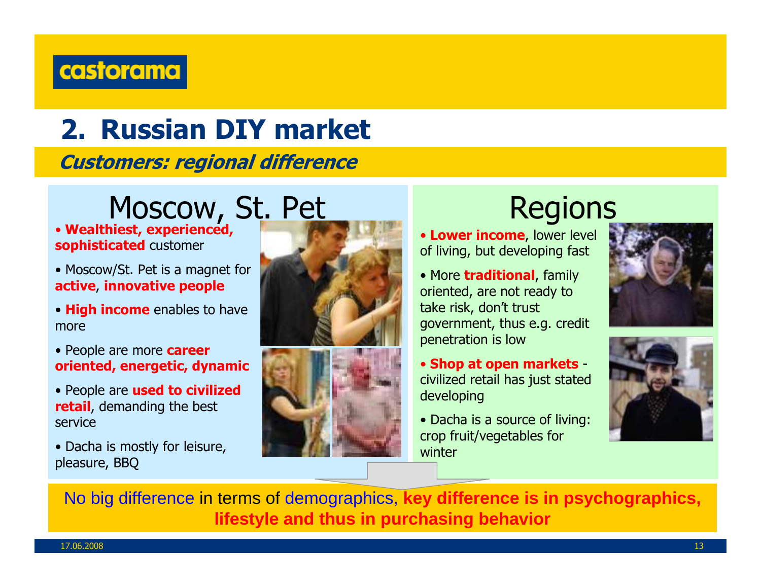# 2. Russian DIY market

## *Customers: regional difference*

### Moscow, St. Pet

- **Wealthiest, experienced, sophisticated** customer
- Moscow/St. Pet is a magnet for **active**, **innovative people**
- **High income** enables to have more
- People are more **career oriented, energetic, dynamic**
- People are **used to civilized retail**, demanding the best service
- Dacha is mostly for leisure, pleasure, BBQ

### Regions

- **Lower income**, lower level of living, but developing fast
- More **traditional**, family oriented, are not ready to take risk, don't trust government, thus e.g. credit penetration is low
- **Shop at open markets** - civilized retail has just stated developing
- Dacha is a source of living: crop fruit/vegetables for winter

No big difference in terms of demographics, **key difference is in psychographics, lifestyle and thus in purchasing behavior**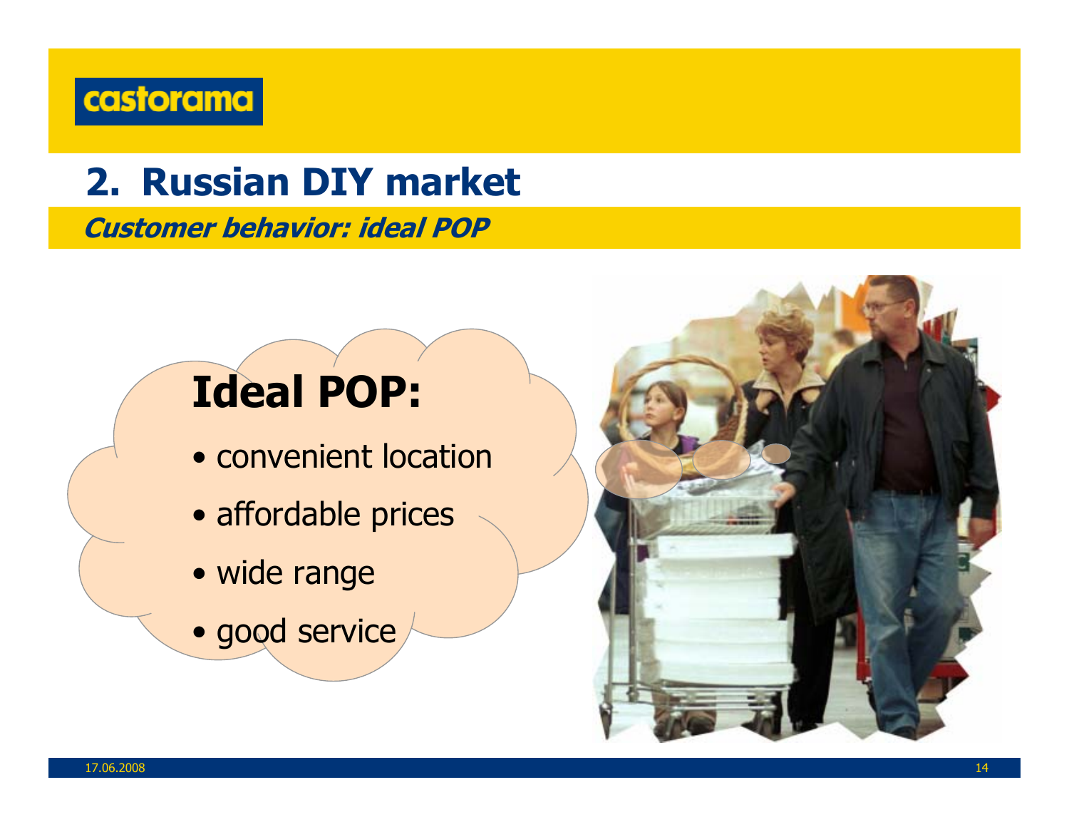## 2. Russian DIY market

***Customer behavior: ideal POP***

**Ideal POP:**

- convenient location
- affordable prices
- wide range
- good service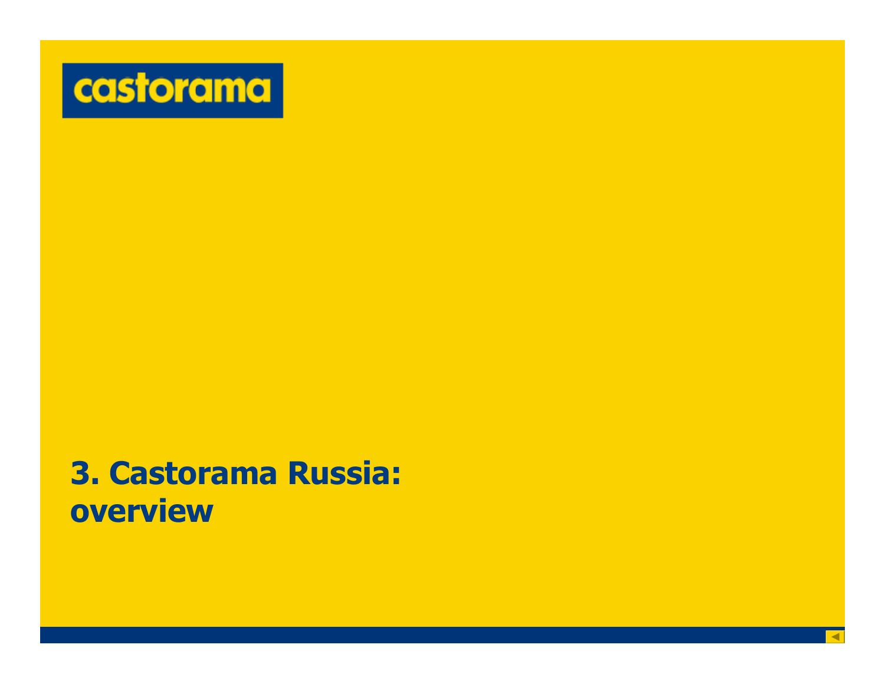castorama

# 3. Castorama Russia: overview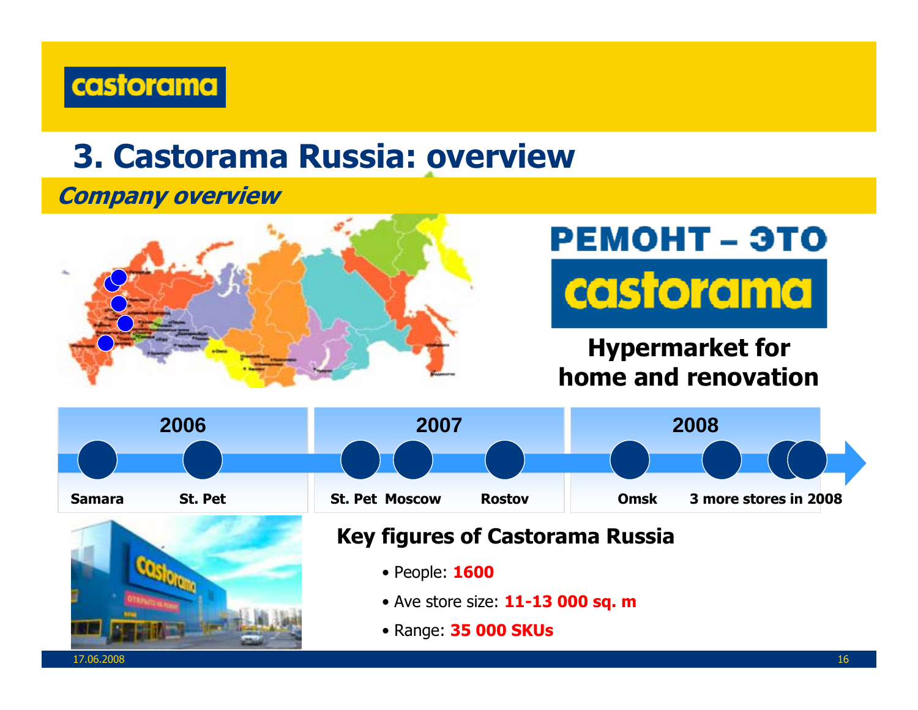# 3. Castorama Russia: overview

## *Company overview*

**РЕМОНТ – ЭТО castorama**

**Hypermarket for home and renovation**

| 2006 | 2007 | 2008 |
|---|---|---|
| Samara, St. Pet | St. Pet, Moscow, Rostov | Omsk, 3 more stores in 2008 |

### Key figures of Castorama Russia

- People: **1600**
- Ave store size: **11-13 000 sq. m**
- Range: **35 000 SKUs**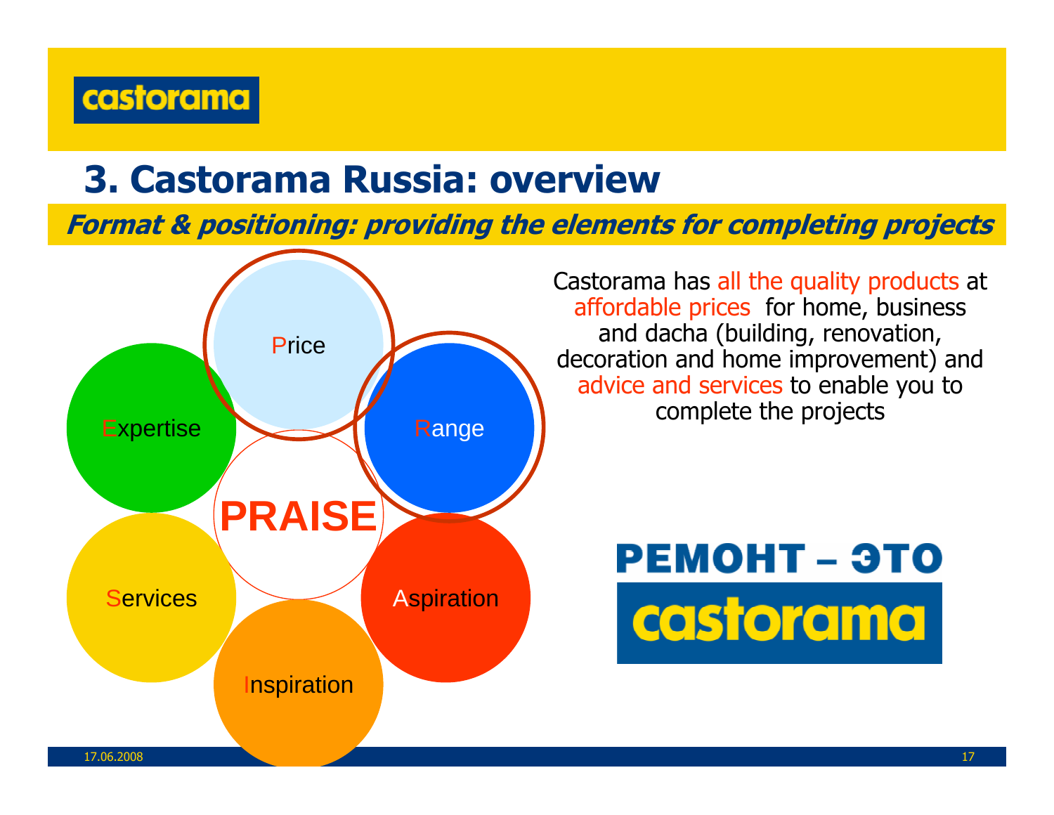## 3. Castorama Russia: overview

***Format & positioning: providing the elements for completing projects***

Price

Expertise

Range

**PRAISE**

Services

Aspiration

Inspiration

Castorama has all the quality products at affordable prices for home, business and dacha (building, renovation, decoration and home improvement) and advice and services to enable you to complete the projects

**РЕМОНТ – ЭТО castorama**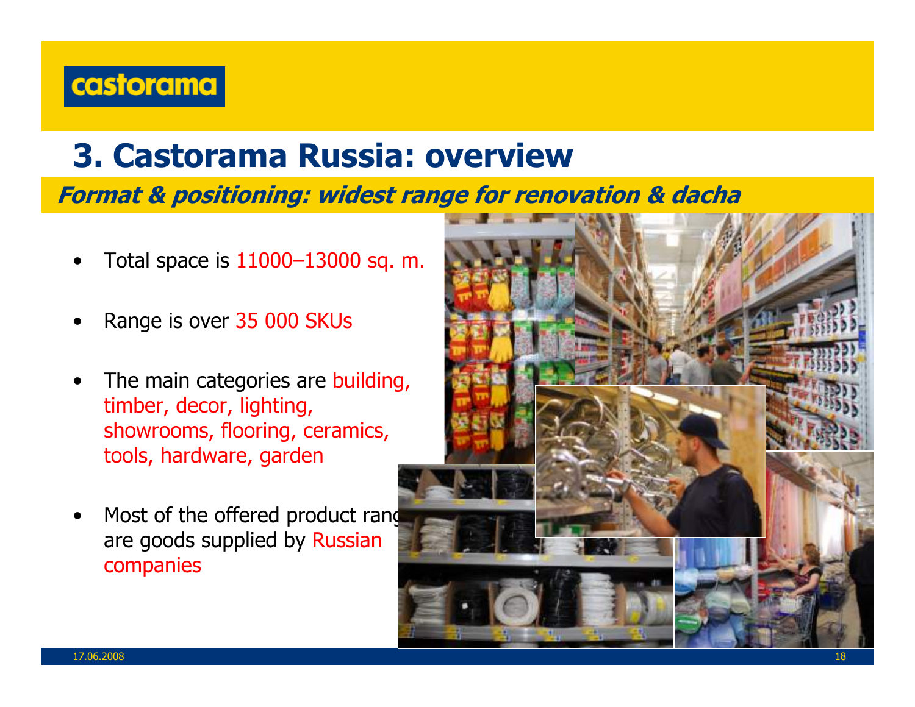castorama

# 3. Castorama Russia: overview

***Format & positioning: widest range for renovation & dacha***

- Total space is 11000–13000 sq. m.
- Range is over 35 000 SKUs
- The main categories are building, timber, decor, lighting, showrooms, flooring, ceramics, tools, hardware, garden
- Most of the offered product range are goods supplied by Russian companies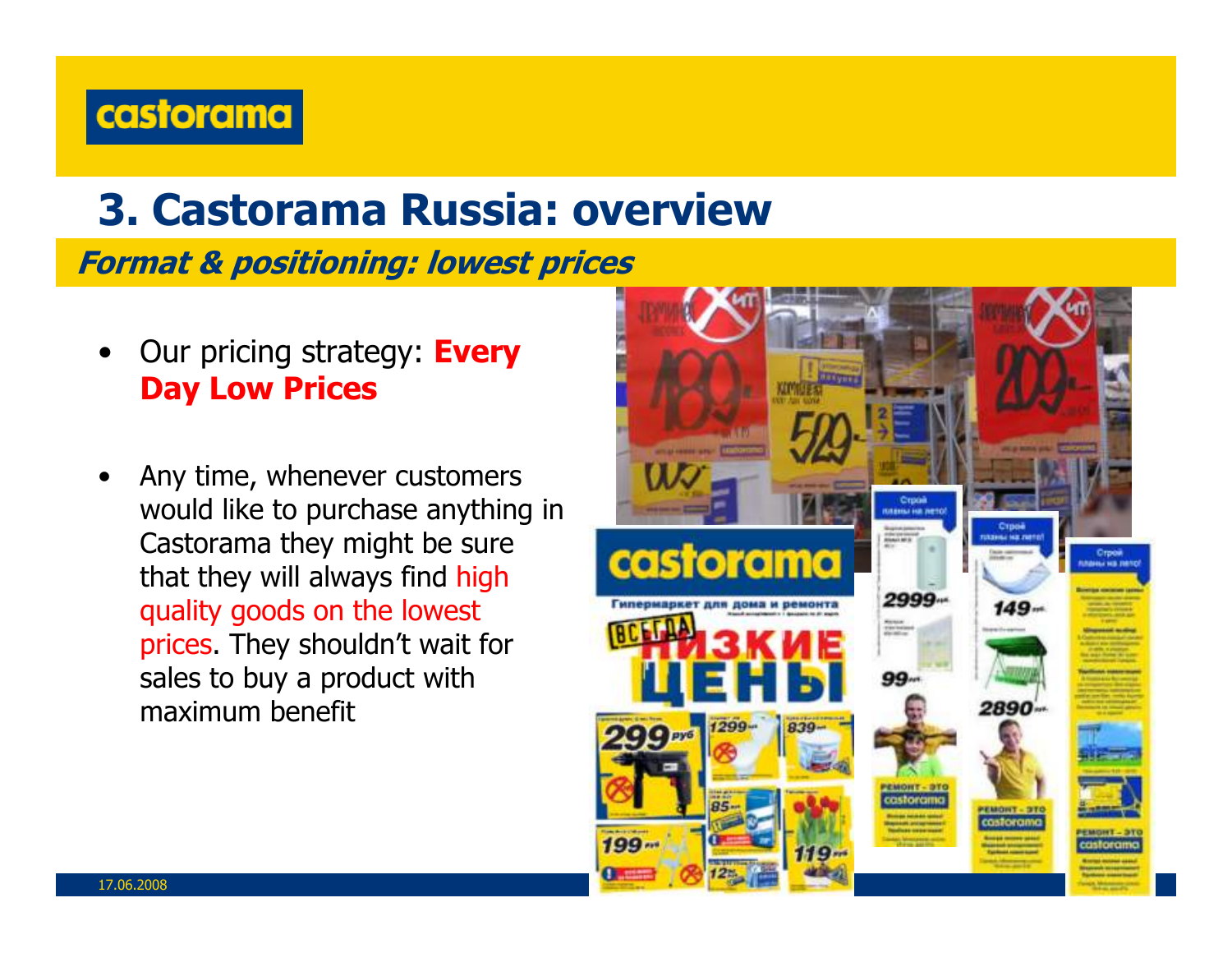castorama

# 3. Castorama Russia: overview

## *Format & positioning: lowest prices*

- Our pricing strategy: **Every Day Low Prices**
- Any time, whenever customers would like to purchase anything in Castorama they might be sure that they will always find high quality goods on the lowest prices. They shouldn't wait for sales to buy a product with maximum benefit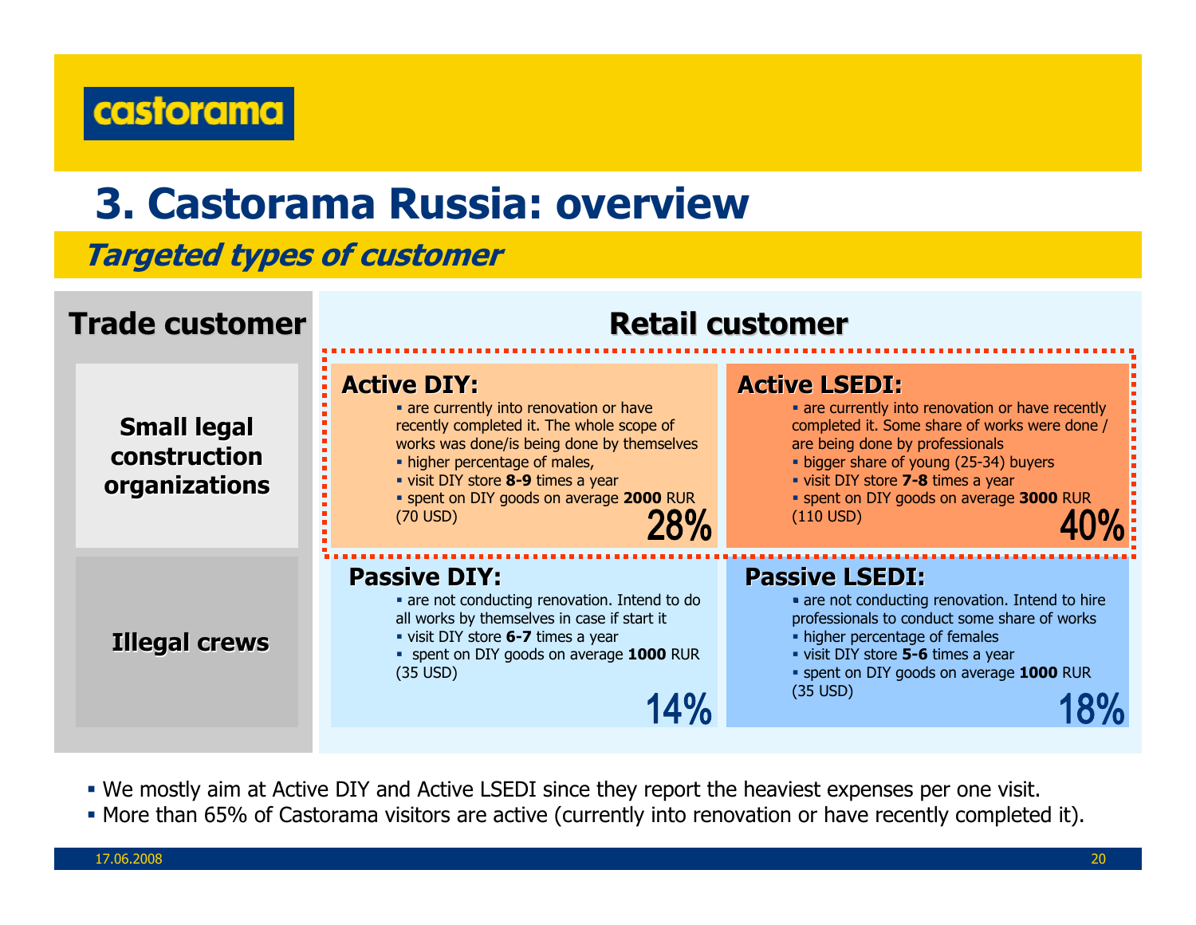# 3. Castorama Russia: overview

## Targeted types of customer

### Trade customer

- **Small legal construction organizations**
- **Illegal crews**

### Retail customer

**Active DIY:** 28%

- are currently into renovation or have recently completed it. The whole scope of works was done/is being done by themselves
- higher percentage of males,
- visit DIY store **8-9** times a year
- spent on DIY goods on average **2000** RUR (70 USD)

**Active LSEDI:** 40%

- are currently into renovation or have recently completed it. Some share of works were done / are being done by professionals
- bigger share of young (25-34) buyers
- visit DIY store **7-8** times a year
- spent on DIY goods on average **3000** RUR (110 USD)

**Passive DIY:** 14%

- are not conducting renovation. Intend to do all works by themselves in case if start it
- visit DIY store **6-7** times a year
- spent on DIY goods on average **1000** RUR (35 USD)

**Passive LSEDI:** 18%

- are not conducting renovation. Intend to hire professionals to conduct some share of works
- higher percentage of females
- visit DIY store **5-6** times a year
- spent on DIY goods on average **1000** RUR (35 USD)

---

- We mostly aim at Active DIY and Active LSEDI since they report the heaviest expenses per one visit.
- More than 65% of Castorama visitors are active (currently into renovation or have recently completed it).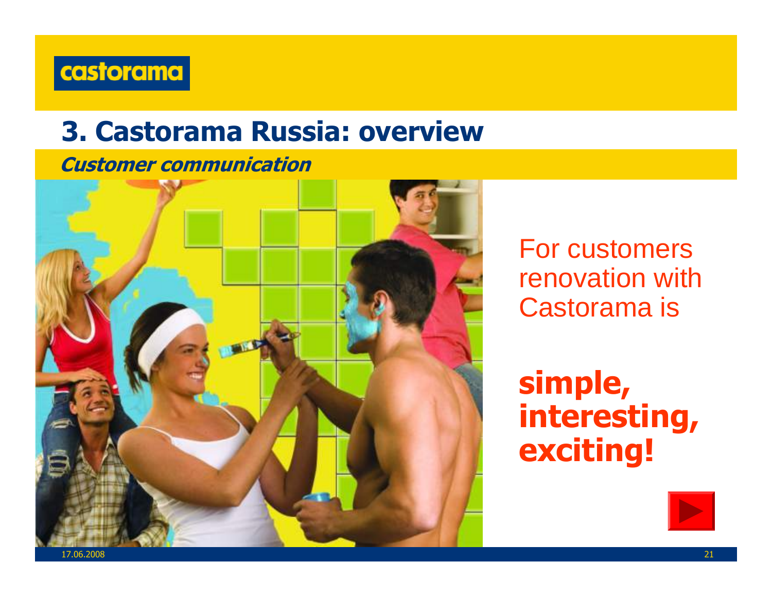# 3. Castorama Russia: overview

***Customer communication***

For customers renovation with Castorama is

**simple, interesting, exciting!**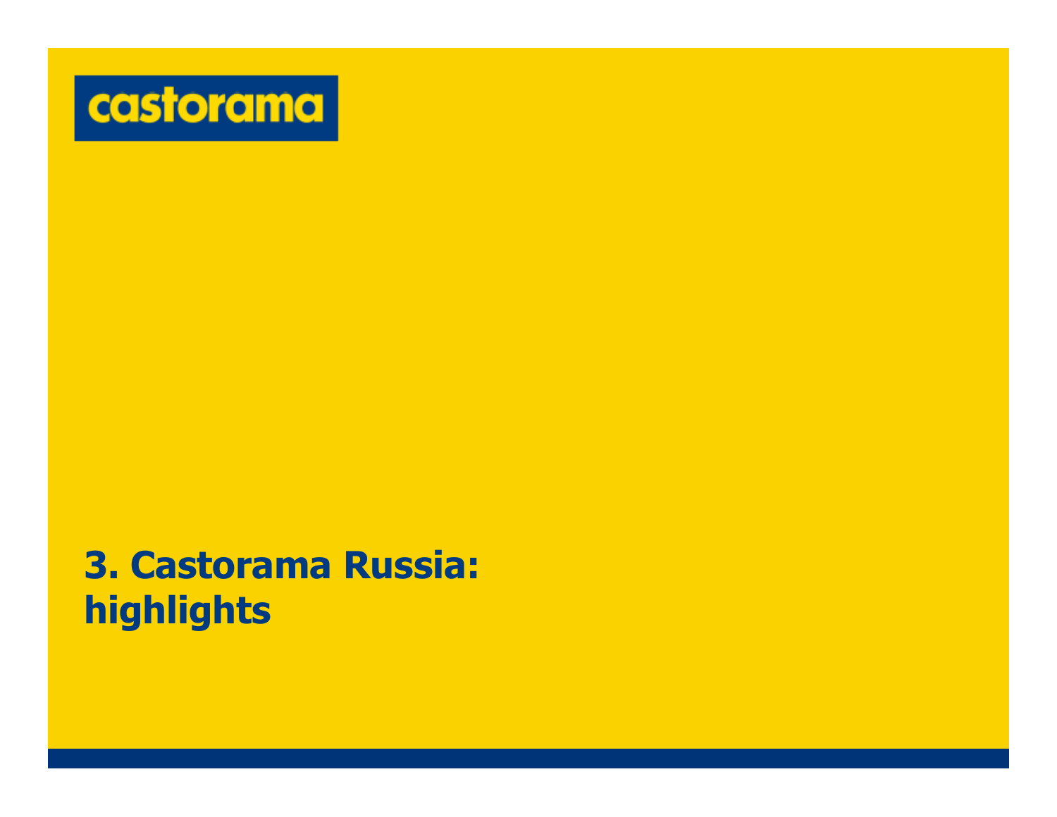castorama

# 3. Castorama Russia: highlights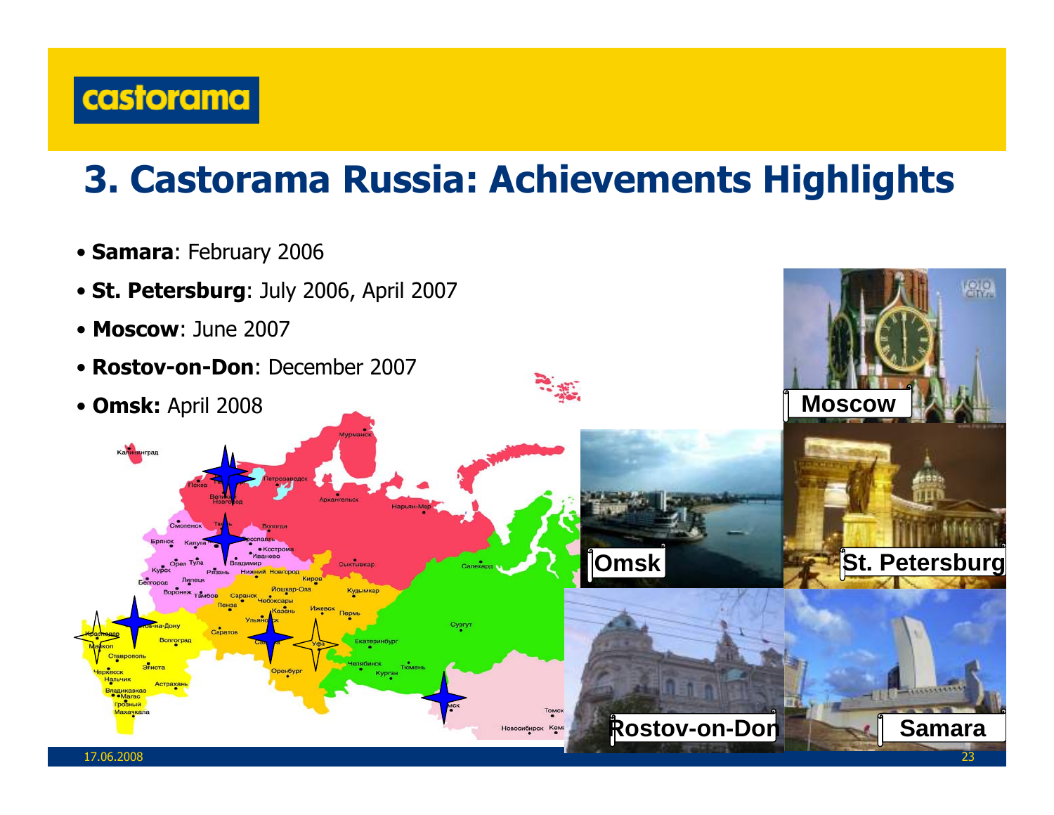# 3. Castorama Russia: Achievements Highlights

- **Samara**: February 2006
- **St. Petersburg**: July 2006, April 2007
- **Moscow**: June 2007
- **Rostov-on-Don**: December 2007
- **Omsk:** April 2008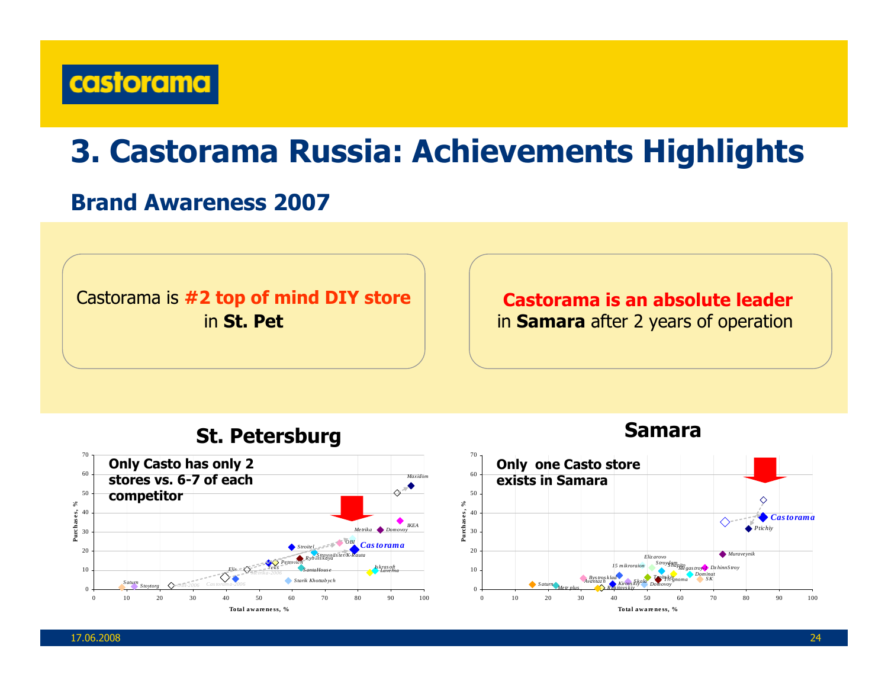castorama

# 3. Castorama Russia: Achievements Highlights

## Brand Awareness 2007

Castorama is **#2 top of mind DIY store** in **St. Pet**

**Castorama is an absolute leader** in **Samara** after 2 years of operation

### St. Petersburg

**Only Casto has only 2 stores vs. 6-7 of each competitor**

### Samara

**Only one Casto store exists in Samara**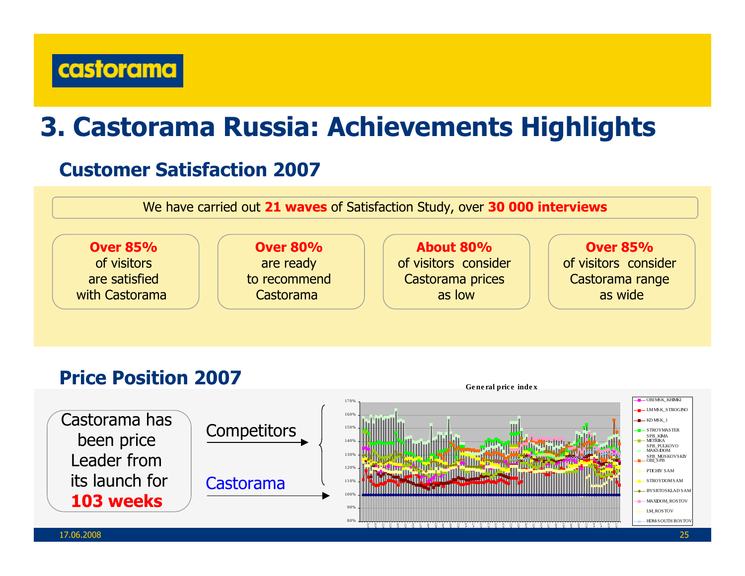castorama

# 3. Castorama Russia: Achievements Highlights

## Customer Satisfaction 2007

We have carried out **21 waves** of Satisfaction Study, over **30 000 interviews**

**Over 85%** of visitors are satisfied with Castorama

**Over 80%** are ready to recommend Castorama

**About 80%** of visitors consider Castorama prices as low

**Over 85%** of visitors consider Castorama range as wide

## Price Position 2007

Castorama has been price Leader from its launch for **103 weeks**

Competitors

Castorama

General price index

OBI MSK_KHIMKI, LM MSK_STROGINO, KD MSK_1, STROYMASTER, SPB_KIMA METRIKA, SPB_PULKOVO MAKSIDOM, SPB_MOSKOVSKIY OBI_SPB, PTICHIY SAM, STROYDOM SAM, BYSRTOSKLAD SAM, MAXIDOM_ROSTOV, LM_ROSTOV, HDM-SOUTH ROSTOV

17.06.2008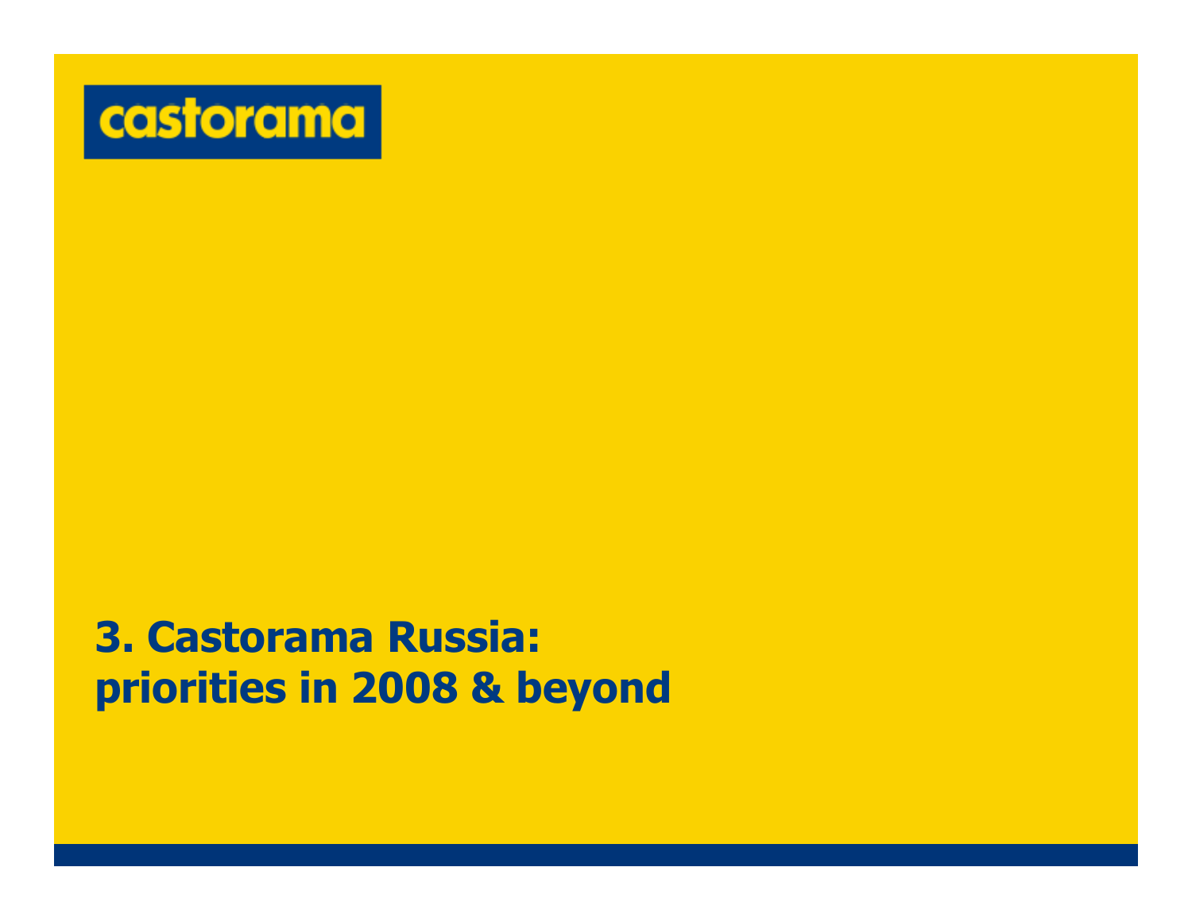castorama

# 3. Castorama Russia: priorities in 2008 & beyond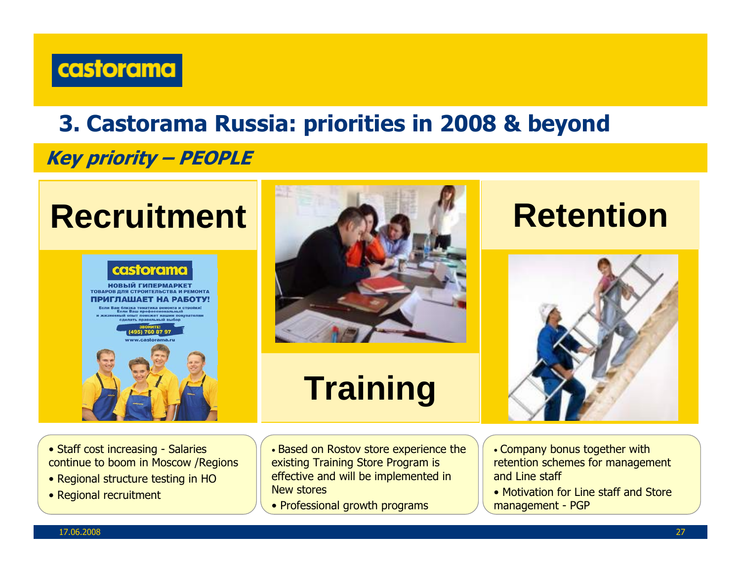castorama

# 3. Castorama Russia: priorities in 2008 & beyond

## *Key priority – PEOPLE*

### Recruitment

- Staff cost increasing - Salaries continue to boom in Moscow /Regions
- Regional structure testing in HO
- Regional recruitment

### Training

- Based on Rostov store experience the existing Training Store Program is effective and will be implemented in New stores
- Professional growth programs

### Retention

- Company bonus together with retention schemes for management and Line staff
- Motivation for Line staff and Store management - PGP

17.06.2008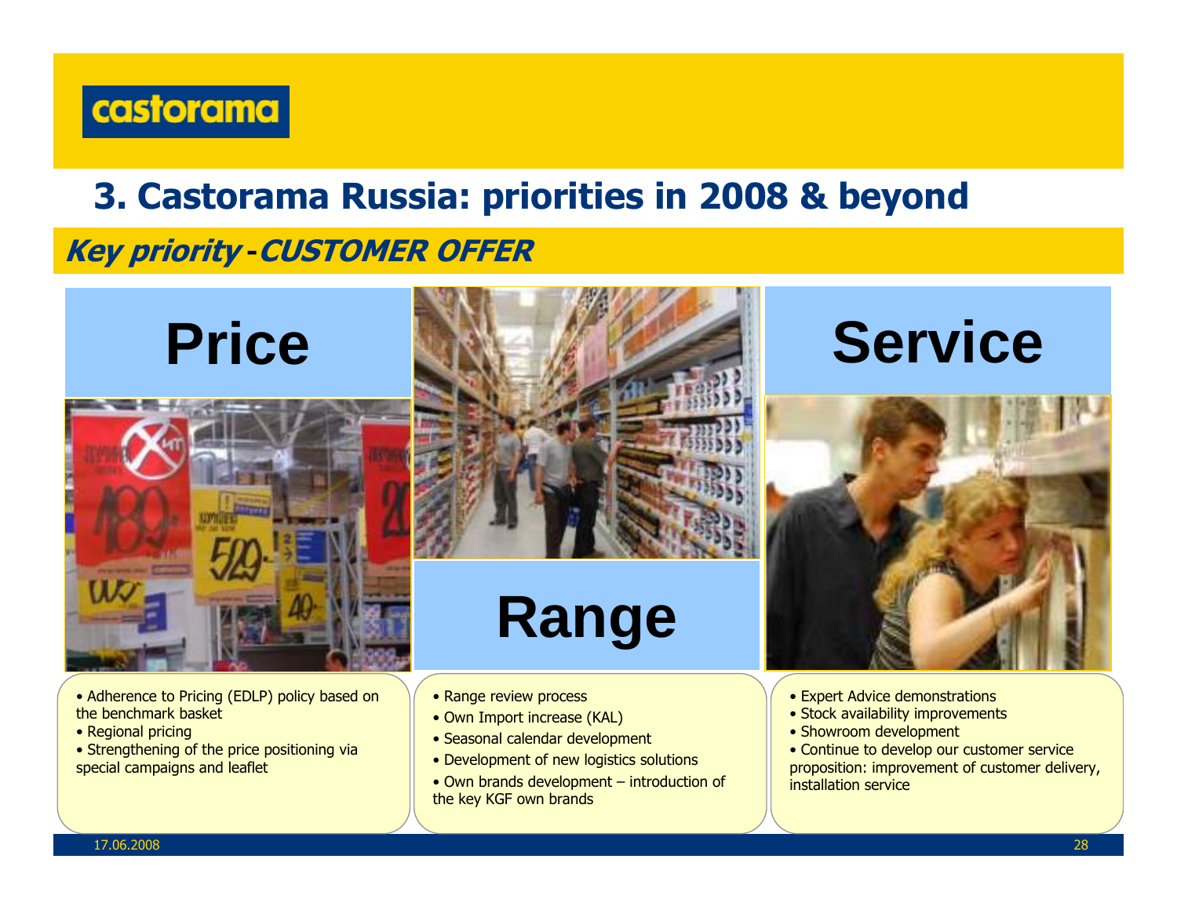# 3. Castorama Russia: priorities in 2008 & beyond

**_Key priority - CUSTOMER OFFER_**

## Price

- Adherence to Pricing (EDLP) policy based on the benchmark basket
- Regional pricing
- Strengthening of the price positioning via special campaigns and leaflet

## Range

- Range review process
- Own Import increase (KAL)
- Seasonal calendar development
- Development of new logistics solutions
- Own brands development – introduction of the key KGF own brands

## Service

- Expert Advice demonstrations
- Stock availability improvements
- Showroom development
- Continue to develop our customer service proposition: improvement of customer delivery, installation service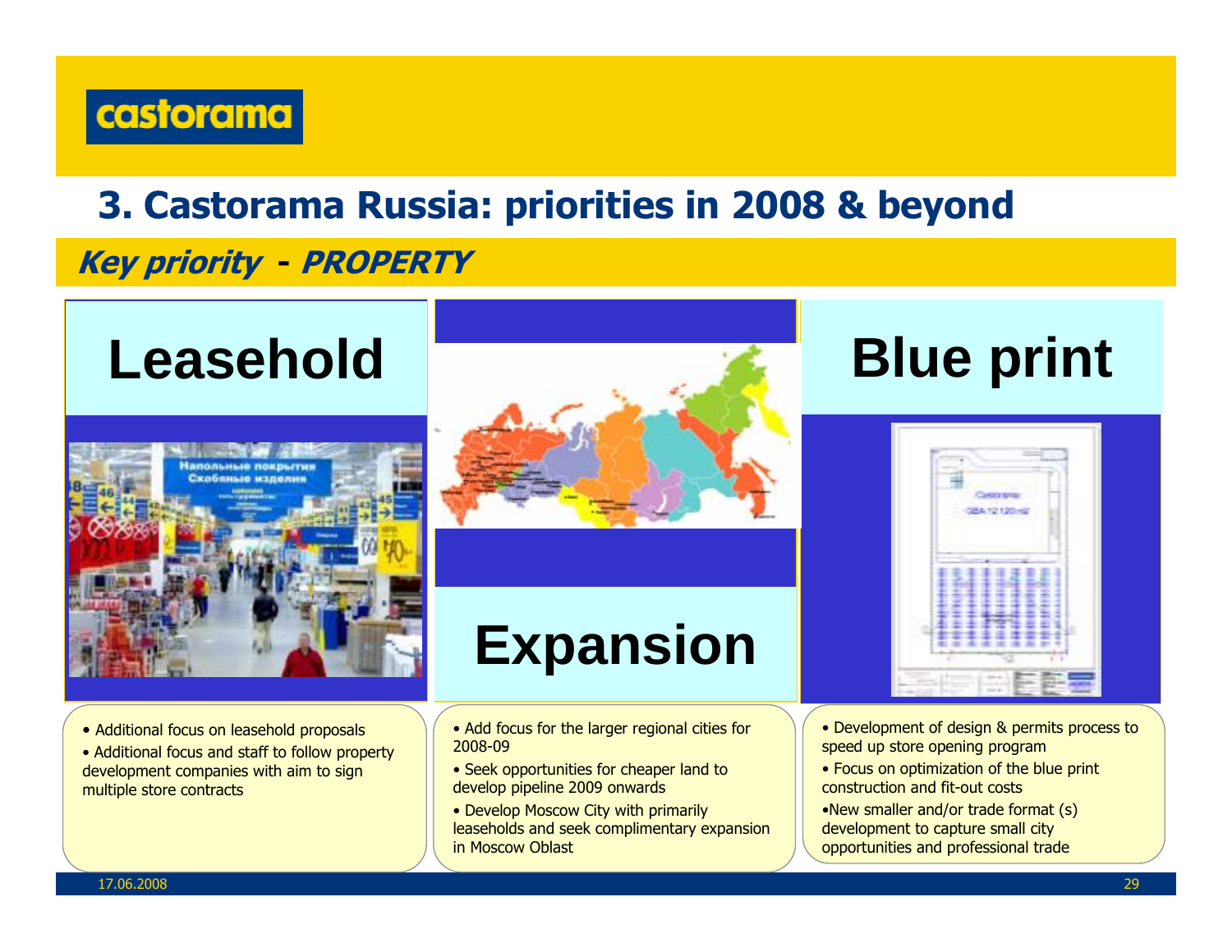# 3. Castorama Russia: priorities in 2008 & beyond

## *Key priority - PROPERTY*

### Leasehold

- Additional focus on leasehold proposals
- Additional focus and staff to follow property development companies with aim to sign multiple store contracts

### Expansion

- Add focus for the larger regional cities for 2008-09
- Seek opportunities for cheaper land to develop pipeline 2009 onwards
- Develop Moscow City with primarily leaseholds and seek complimentary expansion in Moscow Oblast

### Blue print

- Development of design & permits process to speed up store opening program
- Focus on optimization of the blue print construction and fit-out costs
- New smaller and/or trade format (s) development to capture small city opportunities and professional trade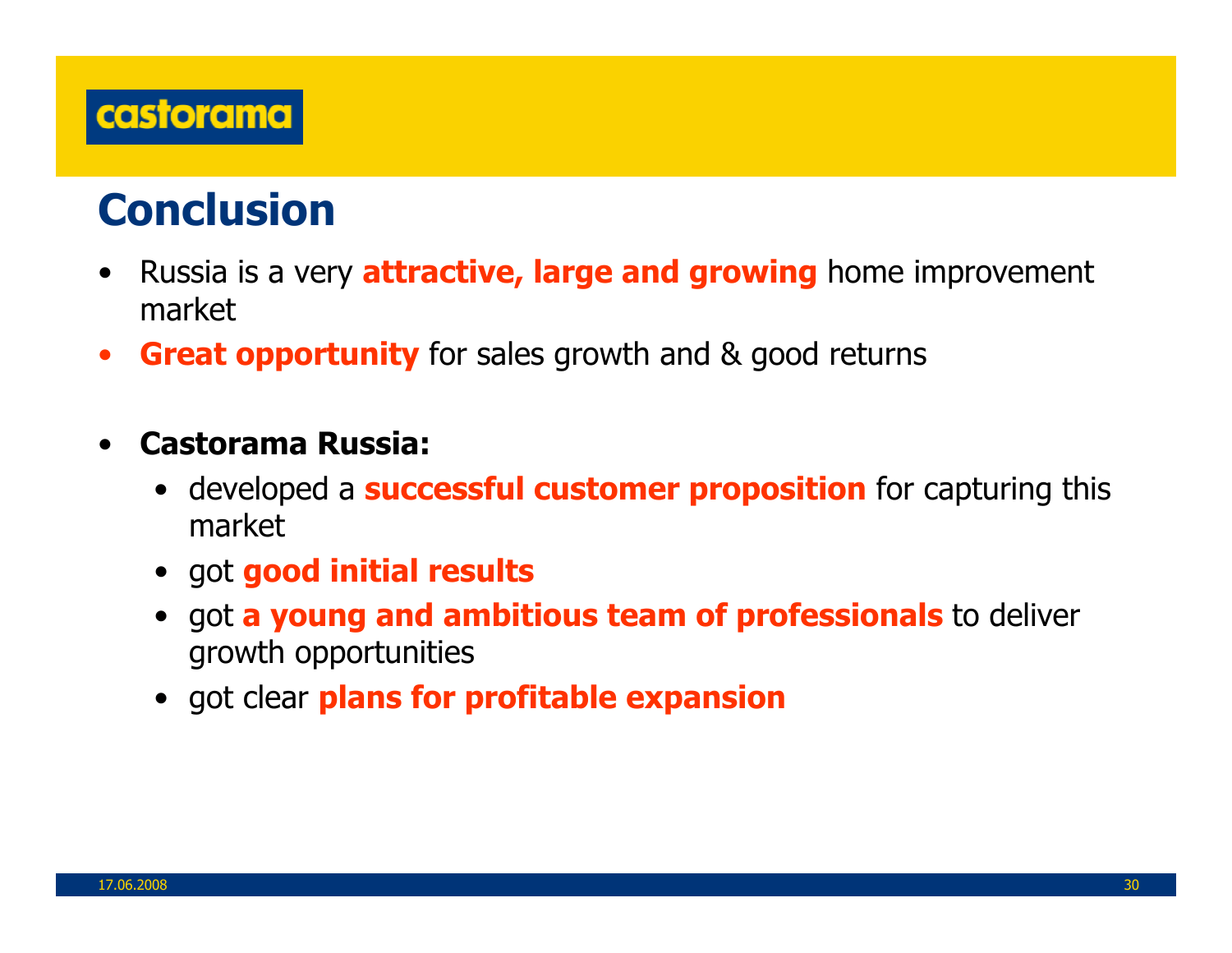castorama

# Conclusion

- Russia is a very **attractive, large and growing** home improvement market
- **Great opportunity** for sales growth and & good returns

- **Castorama Russia:**
  - developed a **successful customer proposition** for capturing this market
  - got **good initial results**
  - got **a young and ambitious team of professionals** to deliver growth opportunities
  - got clear **plans for profitable expansion**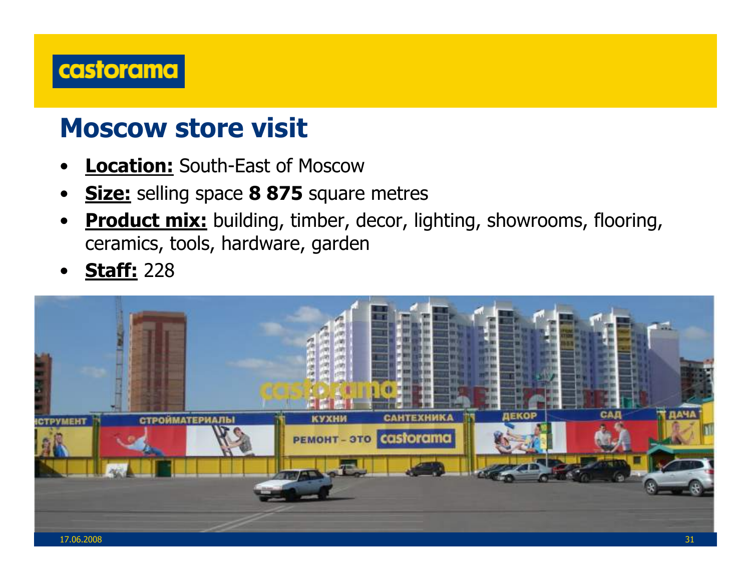castorama

# Moscow store visit

- **Location:** South-East of Moscow
- **Size:** selling space **8 875** square metres
- **Product mix:** building, timber, decor, lighting, showrooms, flooring, ceramics, tools, hardware, garden
- **Staff:** 228